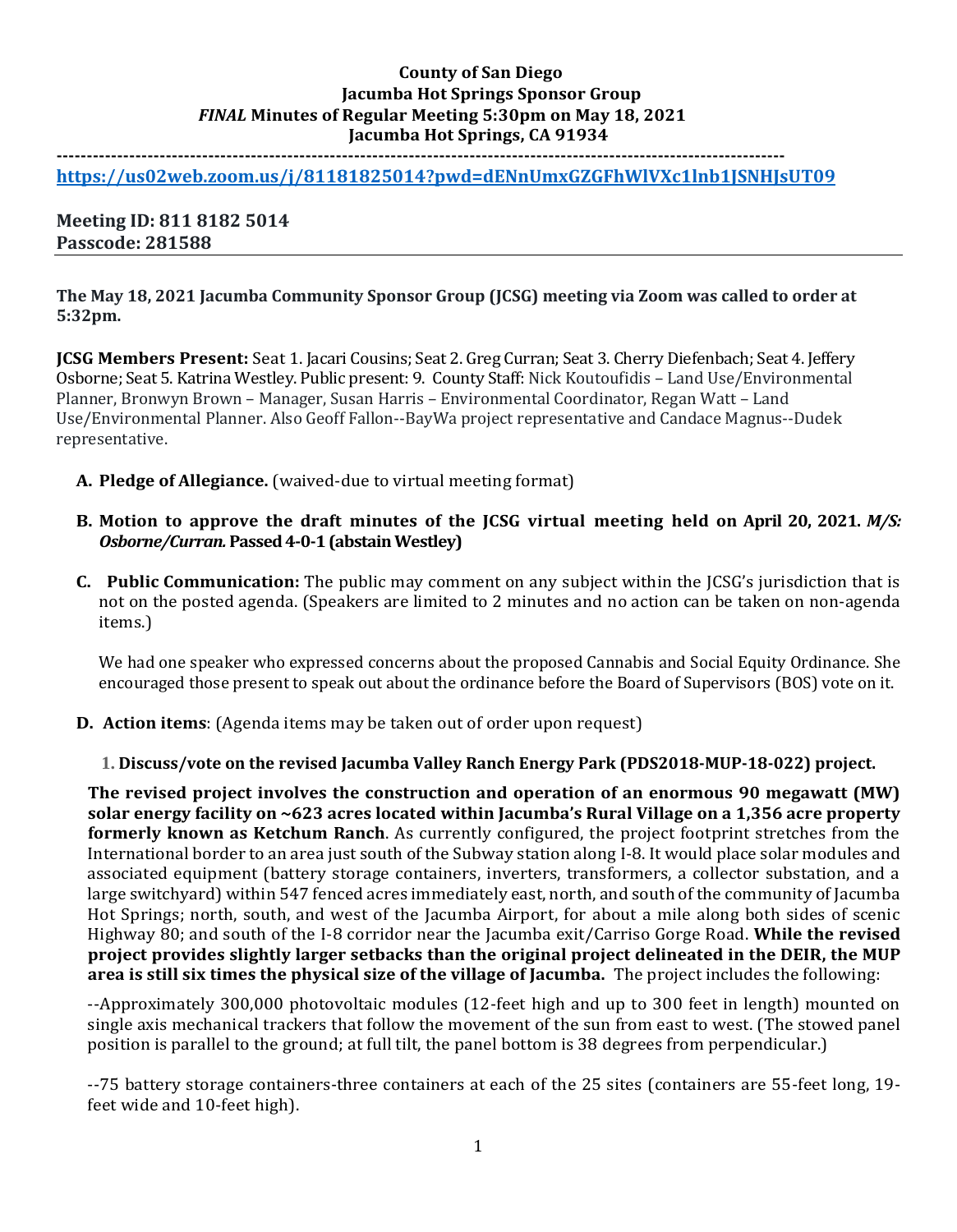**County of San Diego**
**Jacumba Hot Springs Sponsor Group**
***FINAL* Minutes of Regular Meeting 5:30pm on May 18, 2021**
**Jacumba Hot Springs, CA 91934**

---

**https://us02web.zoom.us/j/81181825014?pwd=dENnUmxGZGFhWlVXc1lnb1JSNHJsUT09**

**Meeting ID: 811 8182 5014**
**Passcode: 281588**

---

**The May 18, 2021 Jacumba Community Sponsor Group (JCSG) meeting via Zoom was called to order at 5:32pm.**

**JCSG Members Present:** Seat 1. Jacari Cousins; Seat 2. Greg Curran; Seat 3. Cherry Diefenbach; Seat 4. Jeffery Osborne; Seat 5. Katrina Westley. Public present: 9. County Staff: Nick Koutoufidis – Land Use/Environmental Planner, Bronwyn Brown – Manager, Susan Harris – Environmental Coordinator, Regan Watt – Land Use/Environmental Planner. Also Geoff Fallon--BayWa project representative and Candace Magnus--Dudek representative.

**A. Pledge of Allegiance.** (waived-due to virtual meeting format)

**B. Motion to approve the draft minutes of the JCSG virtual meeting held on April 20, 2021.** ***M/S: Osborne/Curran.*** **Passed 4-0-1 (abstain Westley)**

**C. Public Communication:** The public may comment on any subject within the JCSG's jurisdiction that is not on the posted agenda. (Speakers are limited to 2 minutes and no action can be taken on non-agenda items.)

We had one speaker who expressed concerns about the proposed Cannabis and Social Equity Ordinance. She encouraged those present to speak out about the ordinance before the Board of Supervisors (BOS) vote on it.

**D. Action items**: (Agenda items may be taken out of order upon request)

**1. Discuss/vote on the revised Jacumba Valley Ranch Energy Park (PDS2018-MUP-18-022) project.**

**The revised project involves the construction and operation of an enormous 90 megawatt (MW) solar energy facility on ~623 acres located within Jacumba's Rural Village on a 1,356 acre property formerly known as Ketchum Ranch**. As currently configured, the project footprint stretches from the International border to an area just south of the Subway station along I-8. It would place solar modules and associated equipment (battery storage containers, inverters, transformers, a collector substation, and a large switchyard) within 547 fenced acres immediately east, north, and south of the community of Jacumba Hot Springs; north, south, and west of the Jacumba Airport, for about a mile along both sides of scenic Highway 80; and south of the I-8 corridor near the Jacumba exit/Carriso Gorge Road. **While the revised project provides slightly larger setbacks than the original project delineated in the DEIR, the MUP area is still six times the physical size of the village of Jacumba.** The project includes the following:

--Approximately 300,000 photovoltaic modules (12-feet high and up to 300 feet in length) mounted on single axis mechanical trackers that follow the movement of the sun from east to west. (The stowed panel position is parallel to the ground; at full tilt, the panel bottom is 38 degrees from perpendicular.)

--75 battery storage containers-three containers at each of the 25 sites (containers are 55-feet long, 19-feet wide and 10-feet high).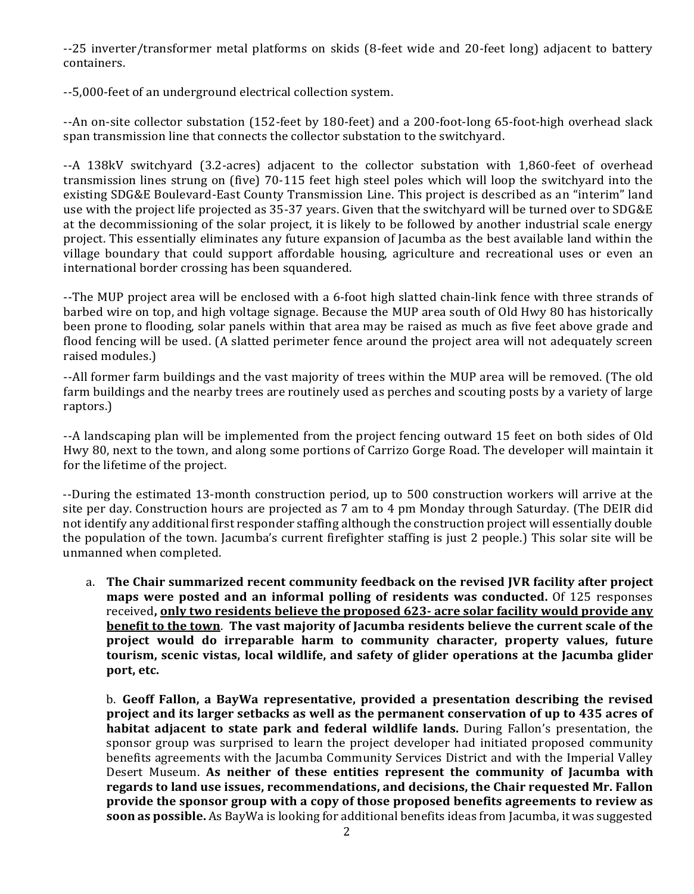--25 inverter/transformer metal platforms on skids (8-feet wide and 20-feet long) adjacent to battery containers.

--5,000-feet of an underground electrical collection system.

--An on-site collector substation (152-feet by 180-feet) and a 200-foot-long 65-foot-high overhead slack span transmission line that connects the collector substation to the switchyard.

--A 138kV switchyard (3.2-acres) adjacent to the collector substation with 1,860-feet of overhead transmission lines strung on (five) 70-115 feet high steel poles which will loop the switchyard into the existing SDG&E Boulevard-East County Transmission Line. This project is described as an "interim" land use with the project life projected as 35-37 years. Given that the switchyard will be turned over to SDG&E at the decommissioning of the solar project, it is likely to be followed by another industrial scale energy project. This essentially eliminates any future expansion of Jacumba as the best available land within the village boundary that could support affordable housing, agriculture and recreational uses or even an international border crossing has been squandered.

--The MUP project area will be enclosed with a 6-foot high slatted chain-link fence with three strands of barbed wire on top, and high voltage signage. Because the MUP area south of Old Hwy 80 has historically been prone to flooding, solar panels within that area may be raised as much as five feet above grade and flood fencing will be used. (A slatted perimeter fence around the project area will not adequately screen raised modules.)

--All former farm buildings and the vast majority of trees within the MUP area will be removed. (The old farm buildings and the nearby trees are routinely used as perches and scouting posts by a variety of large raptors.)

--A landscaping plan will be implemented from the project fencing outward 15 feet on both sides of Old Hwy 80, next to the town, and along some portions of Carrizo Gorge Road. The developer will maintain it for the lifetime of the project.

--During the estimated 13-month construction period, up to 500 construction workers will arrive at the site per day. Construction hours are projected as 7 am to 4 pm Monday through Saturday. (The DEIR did not identify any additional first responder staffing although the construction project will essentially double the population of the town. Jacumba's current firefighter staffing is just 2 people.) This solar site will be unmanned when completed.

a. **The Chair summarized recent community feedback on the revised JVR facility after project maps were posted and an informal polling of residents was conducted.** Of 125 responses received**, <u>only two residents believe the proposed 623- acre solar facility would provide any benefit to the town</u>. The vast majority of Jacumba residents believe the current scale of the project would do irreparable harm to community character, property values, future tourism, scenic vistas, local wildlife, and safety of glider operations at the Jacumba glider port, etc.**

b. **Geoff Fallon, a BayWa representative, provided a presentation describing the revised project and its larger setbacks as well as the permanent conservation of up to 435 acres of habitat adjacent to state park and federal wildlife lands.** During Fallon's presentation, the sponsor group was surprised to learn the project developer had initiated proposed community benefits agreements with the Jacumba Community Services District and with the Imperial Valley Desert Museum. **As neither of these entities represent the community of Jacumba with regards to land use issues, recommendations, and decisions, the Chair requested Mr. Fallon provide the sponsor group with a copy of those proposed benefits agreements to review as soon as possible.** As BayWa is looking for additional benefits ideas from Jacumba, it was suggested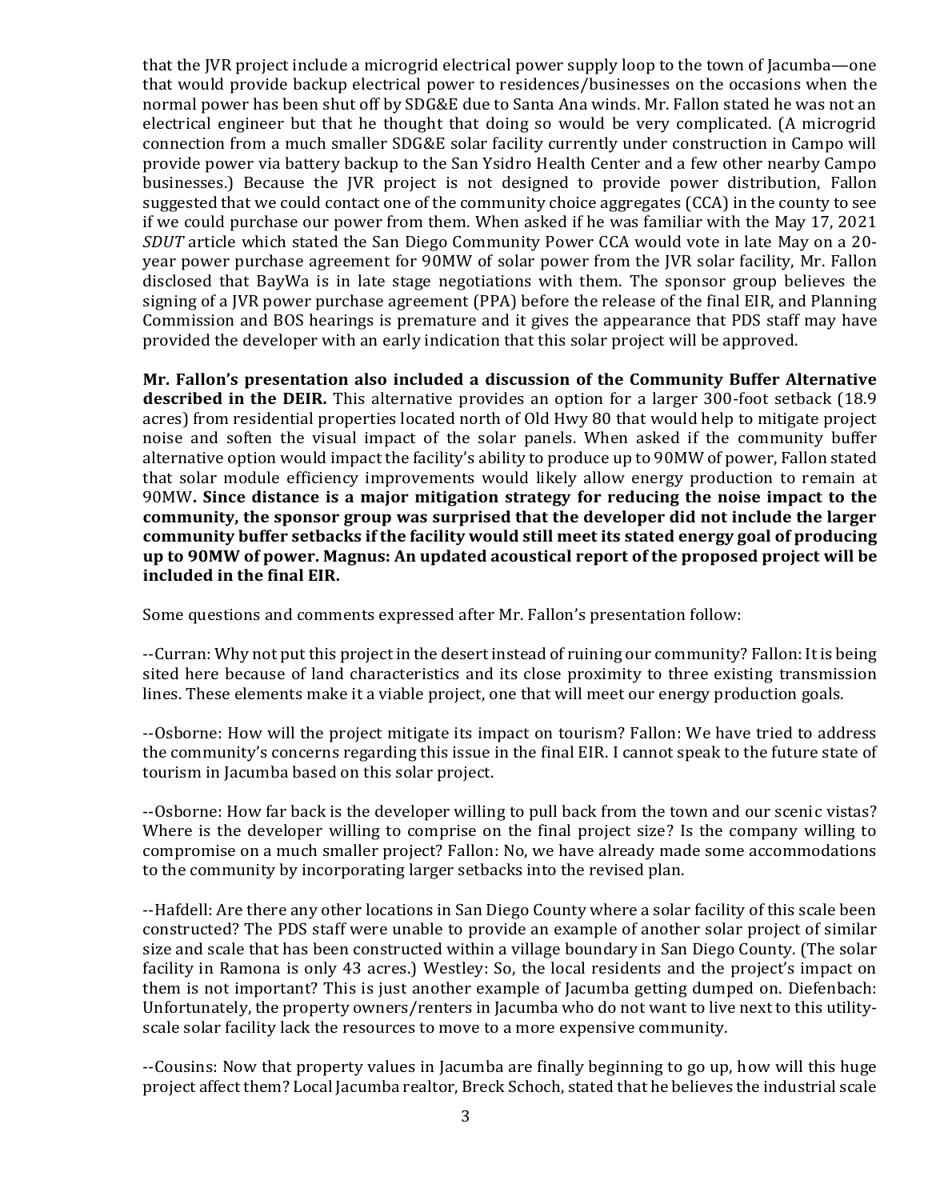that the JVR project include a microgrid electrical power supply loop to the town of Jacumba—one that would provide backup electrical power to residences/businesses on the occasions when the normal power has been shut off by SDG&E due to Santa Ana winds. Mr. Fallon stated he was not an electrical engineer but that he thought that doing so would be very complicated. (A microgrid connection from a much smaller SDG&E solar facility currently under construction in Campo will provide power via battery backup to the San Ysidro Health Center and a few other nearby Campo businesses.) Because the JVR project is not designed to provide power distribution, Fallon suggested that we could contact one of the community choice aggregates (CCA) in the county to see if we could purchase our power from them. When asked if he was familiar with the May 17, 2021 *SDUT* article which stated the San Diego Community Power CCA would vote in late May on a 20-year power purchase agreement for 90MW of solar power from the JVR solar facility, Mr. Fallon disclosed that BayWa is in late stage negotiations with them. The sponsor group believes the signing of a JVR power purchase agreement (PPA) before the release of the final EIR, and Planning Commission and BOS hearings is premature and it gives the appearance that PDS staff may have provided the developer with an early indication that this solar project will be approved.

**Mr. Fallon's presentation also included a discussion of the Community Buffer Alternative described in the DEIR.** This alternative provides an option for a larger 300-foot setback (18.9 acres) from residential properties located north of Old Hwy 80 that would help to mitigate project noise and soften the visual impact of the solar panels. When asked if the community buffer alternative option would impact the facility's ability to produce up to 90MW of power, Fallon stated that solar module efficiency improvements would likely allow energy production to remain at 90MW**. Since distance is a major mitigation strategy for reducing the noise impact to the community, the sponsor group was surprised that the developer did not include the larger community buffer setbacks if the facility would still meet its stated energy goal of producing up to 90MW of power. Magnus: An updated acoustical report of the proposed project will be included in the final EIR.**

Some questions and comments expressed after Mr. Fallon's presentation follow:

--Curran: Why not put this project in the desert instead of ruining our community? Fallon: It is being sited here because of land characteristics and its close proximity to three existing transmission lines. These elements make it a viable project, one that will meet our energy production goals.

--Osborne: How will the project mitigate its impact on tourism? Fallon: We have tried to address the community's concerns regarding this issue in the final EIR. I cannot speak to the future state of tourism in Jacumba based on this solar project.

--Osborne: How far back is the developer willing to pull back from the town and our scenic vistas? Where is the developer willing to comprise on the final project size? Is the company willing to compromise on a much smaller project? Fallon: No, we have already made some accommodations to the community by incorporating larger setbacks into the revised plan.

--Hafdell: Are there any other locations in San Diego County where a solar facility of this scale been constructed? The PDS staff were unable to provide an example of another solar project of similar size and scale that has been constructed within a village boundary in San Diego County. (The solar facility in Ramona is only 43 acres.) Westley: So, the local residents and the project's impact on them is not important? This is just another example of Jacumba getting dumped on. Diefenbach: Unfortunately, the property owners/renters in Jacumba who do not want to live next to this utility-scale solar facility lack the resources to move to a more expensive community.

--Cousins: Now that property values in Jacumba are finally beginning to go up, how will this huge project affect them? Local Jacumba realtor, Breck Schoch, stated that he believes the industrial scale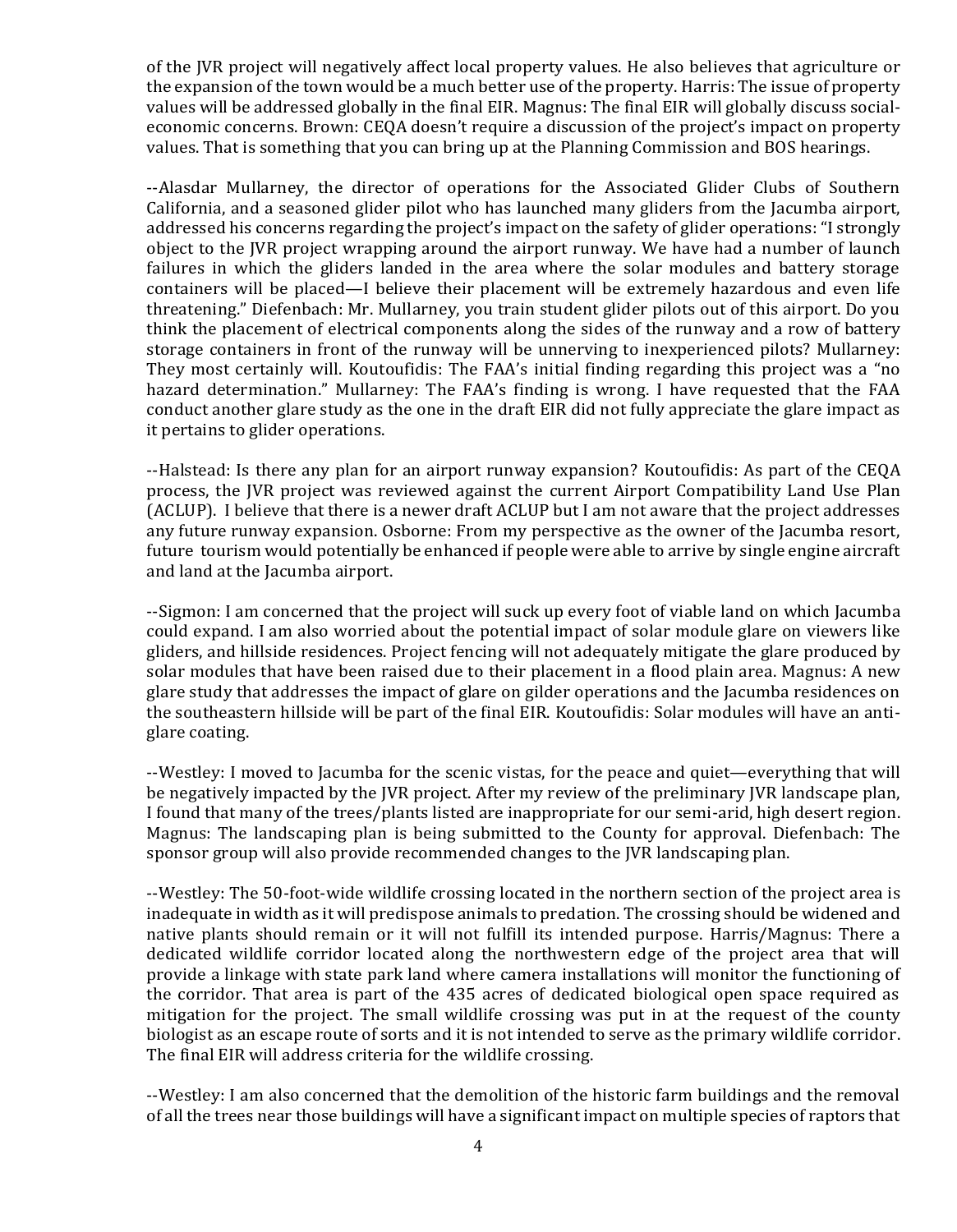of the JVR project will negatively affect local property values. He also believes that agriculture or the expansion of the town would be a much better use of the property. Harris: The issue of property values will be addressed globally in the final EIR. Magnus: The final EIR will globally discuss social-economic concerns. Brown: CEQA doesn't require a discussion of the project's impact on property values. That is something that you can bring up at the Planning Commission and BOS hearings.

--Alasdar Mullarney, the director of operations for the Associated Glider Clubs of Southern California, and a seasoned glider pilot who has launched many gliders from the Jacumba airport, addressed his concerns regarding the project's impact on the safety of glider operations: "I strongly object to the JVR project wrapping around the airport runway. We have had a number of launch failures in which the gliders landed in the area where the solar modules and battery storage containers will be placed—I believe their placement will be extremely hazardous and even life threatening." Diefenbach: Mr. Mullarney, you train student glider pilots out of this airport. Do you think the placement of electrical components along the sides of the runway and a row of battery storage containers in front of the runway will be unnerving to inexperienced pilots? Mullarney: They most certainly will. Koutoufidis: The FAA's initial finding regarding this project was a "no hazard determination." Mullarney: The FAA's finding is wrong. I have requested that the FAA conduct another glare study as the one in the draft EIR did not fully appreciate the glare impact as it pertains to glider operations.

--Halstead: Is there any plan for an airport runway expansion? Koutoufidis: As part of the CEQA process, the JVR project was reviewed against the current Airport Compatibility Land Use Plan (ACLUP). I believe that there is a newer draft ACLUP but I am not aware that the project addresses any future runway expansion. Osborne: From my perspective as the owner of the Jacumba resort, future tourism would potentially be enhanced if people were able to arrive by single engine aircraft and land at the Jacumba airport.

--Sigmon: I am concerned that the project will suck up every foot of viable land on which Jacumba could expand. I am also worried about the potential impact of solar module glare on viewers like gliders, and hillside residences. Project fencing will not adequately mitigate the glare produced by solar modules that have been raised due to their placement in a flood plain area. Magnus: A new glare study that addresses the impact of glare on gilder operations and the Jacumba residences on the southeastern hillside will be part of the final EIR. Koutoufidis: Solar modules will have an anti-glare coating.

--Westley: I moved to Jacumba for the scenic vistas, for the peace and quiet—everything that will be negatively impacted by the JVR project. After my review of the preliminary JVR landscape plan, I found that many of the trees/plants listed are inappropriate for our semi-arid, high desert region. Magnus: The landscaping plan is being submitted to the County for approval. Diefenbach: The sponsor group will also provide recommended changes to the JVR landscaping plan.

--Westley: The 50-foot-wide wildlife crossing located in the northern section of the project area is inadequate in width as it will predispose animals to predation. The crossing should be widened and native plants should remain or it will not fulfill its intended purpose. Harris/Magnus: There a dedicated wildlife corridor located along the northwestern edge of the project area that will provide a linkage with state park land where camera installations will monitor the functioning of the corridor. That area is part of the 435 acres of dedicated biological open space required as mitigation for the project. The small wildlife crossing was put in at the request of the county biologist as an escape route of sorts and it is not intended to serve as the primary wildlife corridor. The final EIR will address criteria for the wildlife crossing.

--Westley: I am also concerned that the demolition of the historic farm buildings and the removal of all the trees near those buildings will have a significant impact on multiple species of raptors that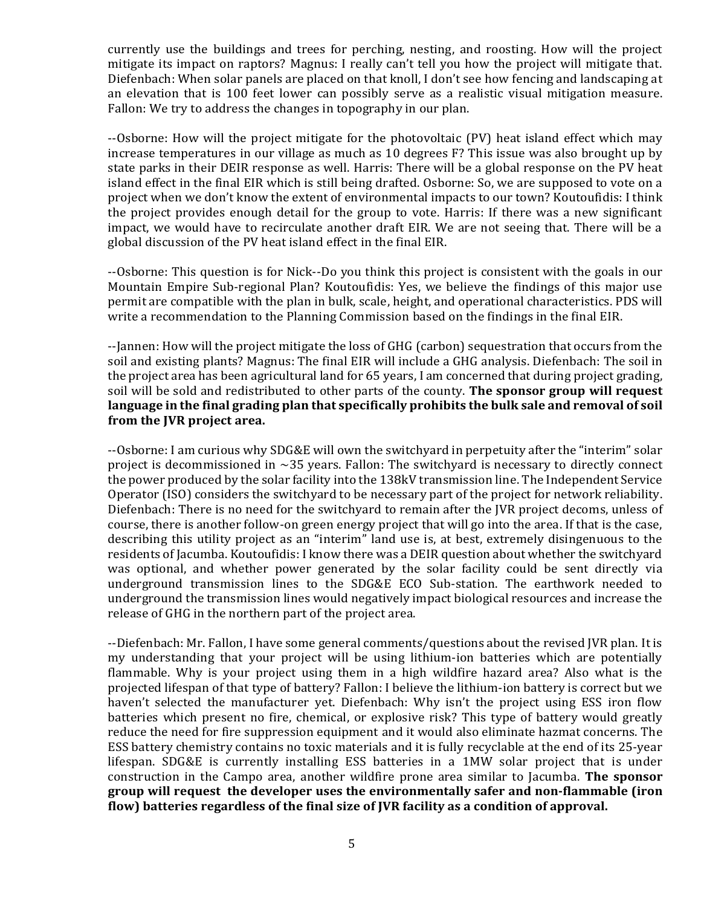currently use the buildings and trees for perching, nesting, and roosting. How will the project mitigate its impact on raptors? Magnus: I really can't tell you how the project will mitigate that. Diefenbach: When solar panels are placed on that knoll, I don't see how fencing and landscaping at an elevation that is 100 feet lower can possibly serve as a realistic visual mitigation measure. Fallon: We try to address the changes in topography in our plan.

--Osborne: How will the project mitigate for the photovoltaic (PV) heat island effect which may increase temperatures in our village as much as 10 degrees F? This issue was also brought up by state parks in their DEIR response as well. Harris: There will be a global response on the PV heat island effect in the final EIR which is still being drafted. Osborne: So, we are supposed to vote on a project when we don't know the extent of environmental impacts to our town? Koutoufidis: I think the project provides enough detail for the group to vote. Harris: If there was a new significant impact, we would have to recirculate another draft EIR. We are not seeing that. There will be a global discussion of the PV heat island effect in the final EIR.

--Osborne: This question is for Nick--Do you think this project is consistent with the goals in our Mountain Empire Sub-regional Plan? Koutoufidis: Yes, we believe the findings of this major use permit are compatible with the plan in bulk, scale, height, and operational characteristics. PDS will write a recommendation to the Planning Commission based on the findings in the final EIR.

--Jannen: How will the project mitigate the loss of GHG (carbon) sequestration that occurs from the soil and existing plants? Magnus: The final EIR will include a GHG analysis. Diefenbach: The soil in the project area has been agricultural land for 65 years, I am concerned that during project grading, soil will be sold and redistributed to other parts of the county. **The sponsor group will request language in the final grading plan that specifically prohibits the bulk sale and removal of soil from the JVR project area.**

--Osborne: I am curious why SDG&E will own the switchyard in perpetuity after the "interim" solar project is decommissioned in ~35 years. Fallon: The switchyard is necessary to directly connect the power produced by the solar facility into the 138kV transmission line. The Independent Service Operator (ISO) considers the switchyard to be necessary part of the project for network reliability. Diefenbach: There is no need for the switchyard to remain after the JVR project decoms, unless of course, there is another follow-on green energy project that will go into the area. If that is the case, describing this utility project as an "interim" land use is, at best, extremely disingenuous to the residents of Jacumba. Koutoufidis: I know there was a DEIR question about whether the switchyard was optional, and whether power generated by the solar facility could be sent directly via underground transmission lines to the SDG&E ECO Sub-station. The earthwork needed to underground the transmission lines would negatively impact biological resources and increase the release of GHG in the northern part of the project area.

--Diefenbach: Mr. Fallon, I have some general comments/questions about the revised JVR plan. It is my understanding that your project will be using lithium-ion batteries which are potentially flammable. Why is your project using them in a high wildfire hazard area? Also what is the projected lifespan of that type of battery? Fallon: I believe the lithium-ion battery is correct but we haven't selected the manufacturer yet. Diefenbach: Why isn't the project using ESS iron flow batteries which present no fire, chemical, or explosive risk? This type of battery would greatly reduce the need for fire suppression equipment and it would also eliminate hazmat concerns. The ESS battery chemistry contains no toxic materials and it is fully recyclable at the end of its 25-year lifespan. SDG&E is currently installing ESS batteries in a 1MW solar project that is under construction in the Campo area, another wildfire prone area similar to Jacumba. **The sponsor group will request the developer uses the environmentally safer and non-flammable (iron flow) batteries regardless of the final size of JVR facility as a condition of approval.**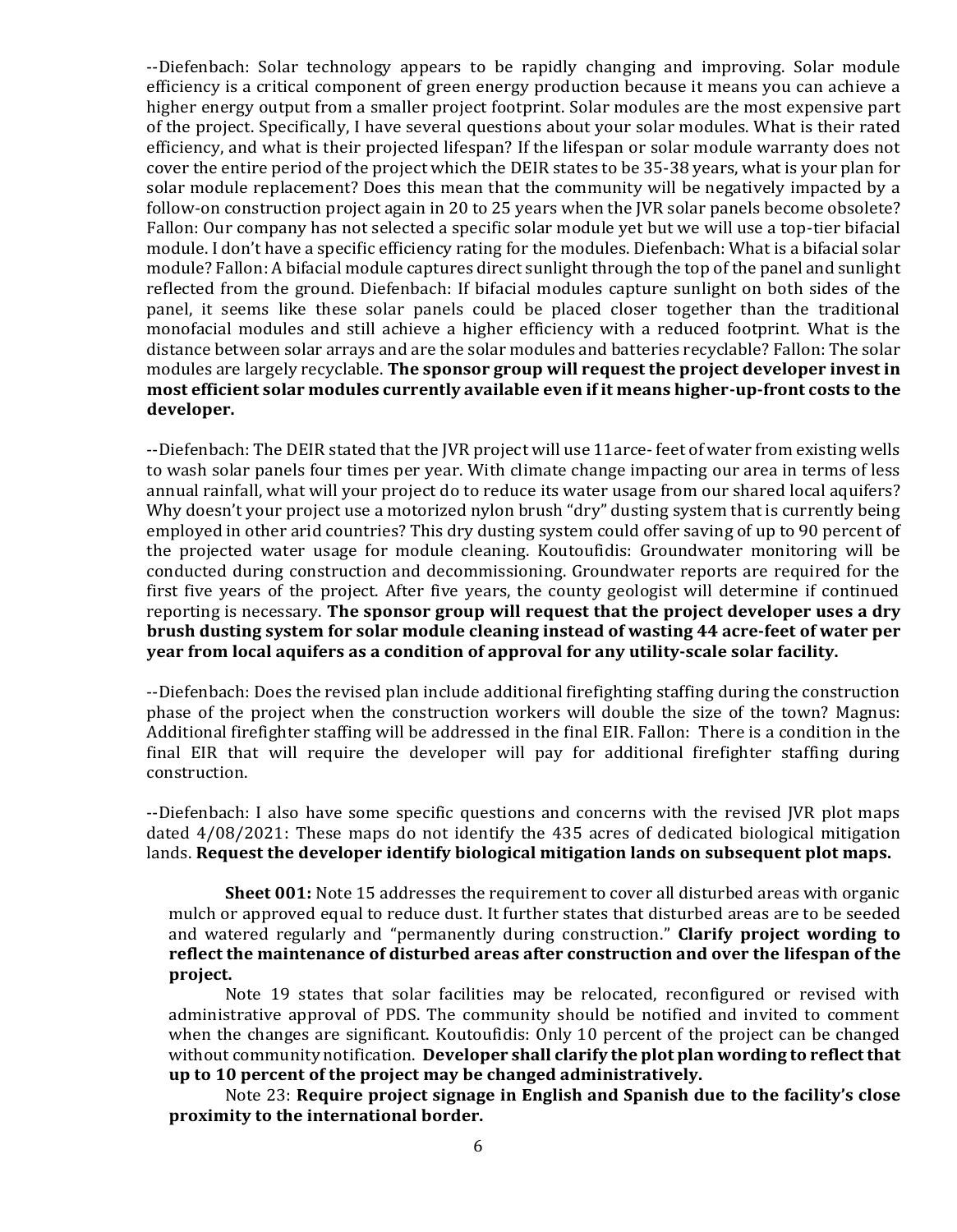--Diefenbach: Solar technology appears to be rapidly changing and improving. Solar module efficiency is a critical component of green energy production because it means you can achieve a higher energy output from a smaller project footprint. Solar modules are the most expensive part of the project. Specifically, I have several questions about your solar modules. What is their rated efficiency, and what is their projected lifespan? If the lifespan or solar module warranty does not cover the entire period of the project which the DEIR states to be 35-38 years, what is your plan for solar module replacement? Does this mean that the community will be negatively impacted by a follow-on construction project again in 20 to 25 years when the JVR solar panels become obsolete? Fallon: Our company has not selected a specific solar module yet but we will use a top-tier bifacial module. I don't have a specific efficiency rating for the modules. Diefenbach: What is a bifacial solar module? Fallon: A bifacial module captures direct sunlight through the top of the panel and sunlight reflected from the ground. Diefenbach: If bifacial modules capture sunlight on both sides of the panel, it seems like these solar panels could be placed closer together than the traditional monofacial modules and still achieve a higher efficiency with a reduced footprint. What is the distance between solar arrays and are the solar modules and batteries recyclable? Fallon: The solar modules are largely recyclable. **The sponsor group will request the project developer invest in most efficient solar modules currently available even if it means higher-up-front costs to the developer.**

--Diefenbach: The DEIR stated that the JVR project will use 11arce- feet of water from existing wells to wash solar panels four times per year. With climate change impacting our area in terms of less annual rainfall, what will your project do to reduce its water usage from our shared local aquifers? Why doesn't your project use a motorized nylon brush "dry" dusting system that is currently being employed in other arid countries? This dry dusting system could offer saving of up to 90 percent of the projected water usage for module cleaning. Koutoufidis: Groundwater monitoring will be conducted during construction and decommissioning. Groundwater reports are required for the first five years of the project. After five years, the county geologist will determine if continued reporting is necessary. **The sponsor group will request that the project developer uses a dry brush dusting system for solar module cleaning instead of wasting 44 acre-feet of water per year from local aquifers as a condition of approval for any utility-scale solar facility.**

--Diefenbach: Does the revised plan include additional firefighting staffing during the construction phase of the project when the construction workers will double the size of the town? Magnus: Additional firefighter staffing will be addressed in the final EIR. Fallon: There is a condition in the final EIR that will require the developer will pay for additional firefighter staffing during construction.

--Diefenbach: I also have some specific questions and concerns with the revised JVR plot maps dated 4/08/2021: These maps do not identify the 435 acres of dedicated biological mitigation lands. **Request the developer identify biological mitigation lands on subsequent plot maps.**

**Sheet 001:** Note 15 addresses the requirement to cover all disturbed areas with organic mulch or approved equal to reduce dust. It further states that disturbed areas are to be seeded and watered regularly and "permanently during construction." **Clarify project wording to reflect the maintenance of disturbed areas after construction and over the lifespan of the project.**

Note 19 states that solar facilities may be relocated, reconfigured or revised with administrative approval of PDS. The community should be notified and invited to comment when the changes are significant. Koutoufidis: Only 10 percent of the project can be changed without community notification. **Developer shall clarify the plot plan wording to reflect that up to 10 percent of the project may be changed administratively.**

Note 23: **Require project signage in English and Spanish due to the facility's close proximity to the international border.**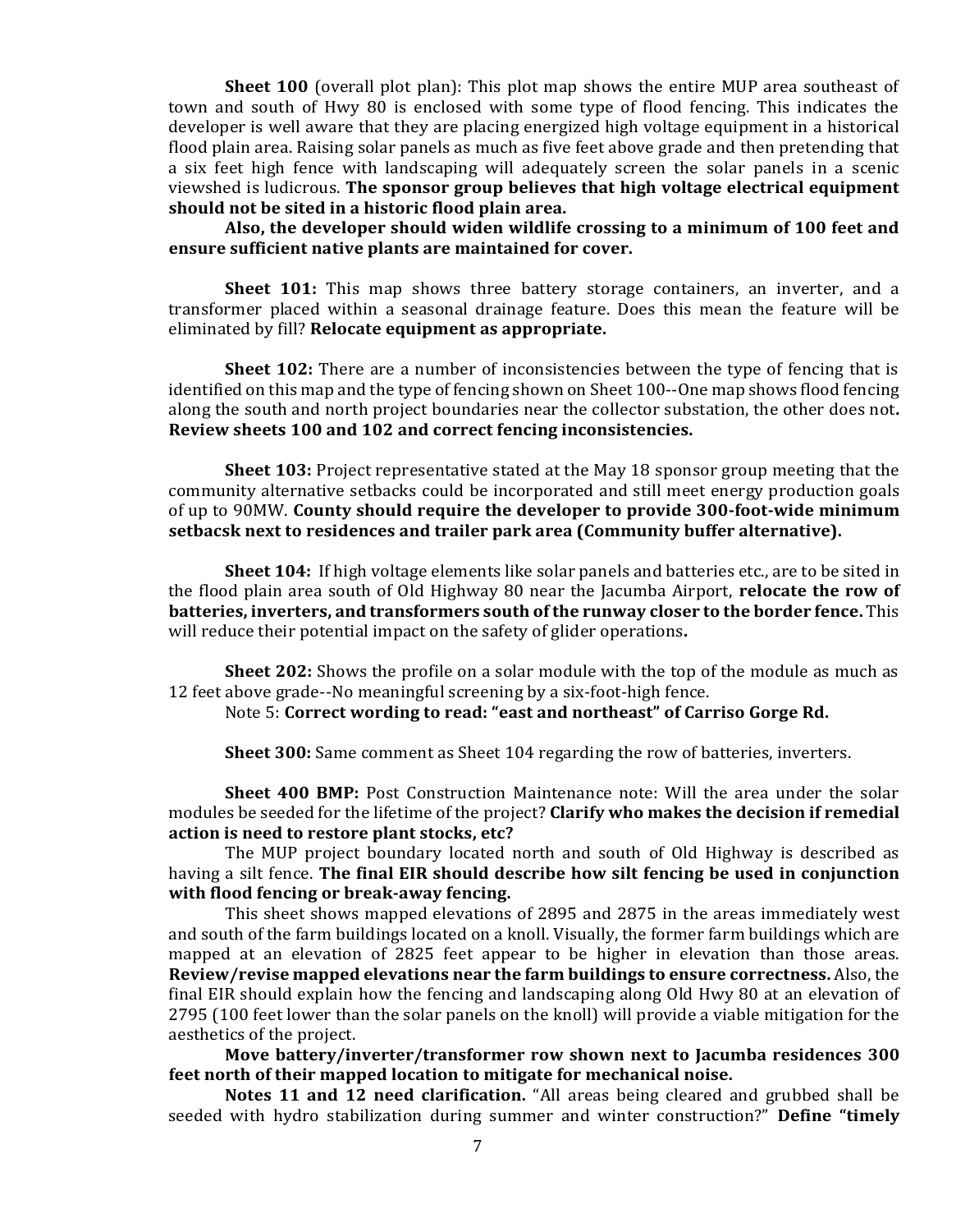**Sheet 100** (overall plot plan): This plot map shows the entire MUP area southeast of town and south of Hwy 80 is enclosed with some type of flood fencing. This indicates the developer is well aware that they are placing energized high voltage equipment in a historical flood plain area. Raising solar panels as much as five feet above grade and then pretending that a six feet high fence with landscaping will adequately screen the solar panels in a scenic viewshed is ludicrous. **The sponsor group believes that high voltage electrical equipment should not be sited in a historic flood plain area.**

**Also, the developer should widen wildlife crossing to a minimum of 100 feet and ensure sufficient native plants are maintained for cover.**

**Sheet 101:** This map shows three battery storage containers, an inverter, and a transformer placed within a seasonal drainage feature. Does this mean the feature will be eliminated by fill? **Relocate equipment as appropriate.**

**Sheet 102:** There are a number of inconsistencies between the type of fencing that is identified on this map and the type of fencing shown on Sheet 100--One map shows flood fencing along the south and north project boundaries near the collector substation, the other does not**. Review sheets 100 and 102 and correct fencing inconsistencies.**

**Sheet 103:** Project representative stated at the May 18 sponsor group meeting that the community alternative setbacks could be incorporated and still meet energy production goals of up to 90MW. **County should require the developer to provide 300-foot-wide minimum setbacsk next to residences and trailer park area (Community buffer alternative).**

**Sheet 104:** If high voltage elements like solar panels and batteries etc., are to be sited in the flood plain area south of Old Highway 80 near the Jacumba Airport, **relocate the row of batteries, inverters, and transformers south of the runway closer to the border fence.** This will reduce their potential impact on the safety of glider operations**.**

**Sheet 202:** Shows the profile on a solar module with the top of the module as much as 12 feet above grade--No meaningful screening by a six-foot-high fence.

Note 5: **Correct wording to read: "east and northeast" of Carriso Gorge Rd.**

**Sheet 300:** Same comment as Sheet 104 regarding the row of batteries, inverters.

**Sheet 400 BMP:** Post Construction Maintenance note: Will the area under the solar modules be seeded for the lifetime of the project? **Clarify who makes the decision if remedial action is need to restore plant stocks, etc?**

The MUP project boundary located north and south of Old Highway is described as having a silt fence. **The final EIR should describe how silt fencing be used in conjunction with flood fencing or break-away fencing.**

This sheet shows mapped elevations of 2895 and 2875 in the areas immediately west and south of the farm buildings located on a knoll. Visually, the former farm buildings which are mapped at an elevation of 2825 feet appear to be higher in elevation than those areas. **Review/revise mapped elevations near the farm buildings to ensure correctness.** Also, the final EIR should explain how the fencing and landscaping along Old Hwy 80 at an elevation of 2795 (100 feet lower than the solar panels on the knoll) will provide a viable mitigation for the aesthetics of the project.

**Move battery/inverter/transformer row shown next to Jacumba residences 300 feet north of their mapped location to mitigate for mechanical noise.**

**Notes 11 and 12 need clarification.** "All areas being cleared and grubbed shall be seeded with hydro stabilization during summer and winter construction?" **Define "timely**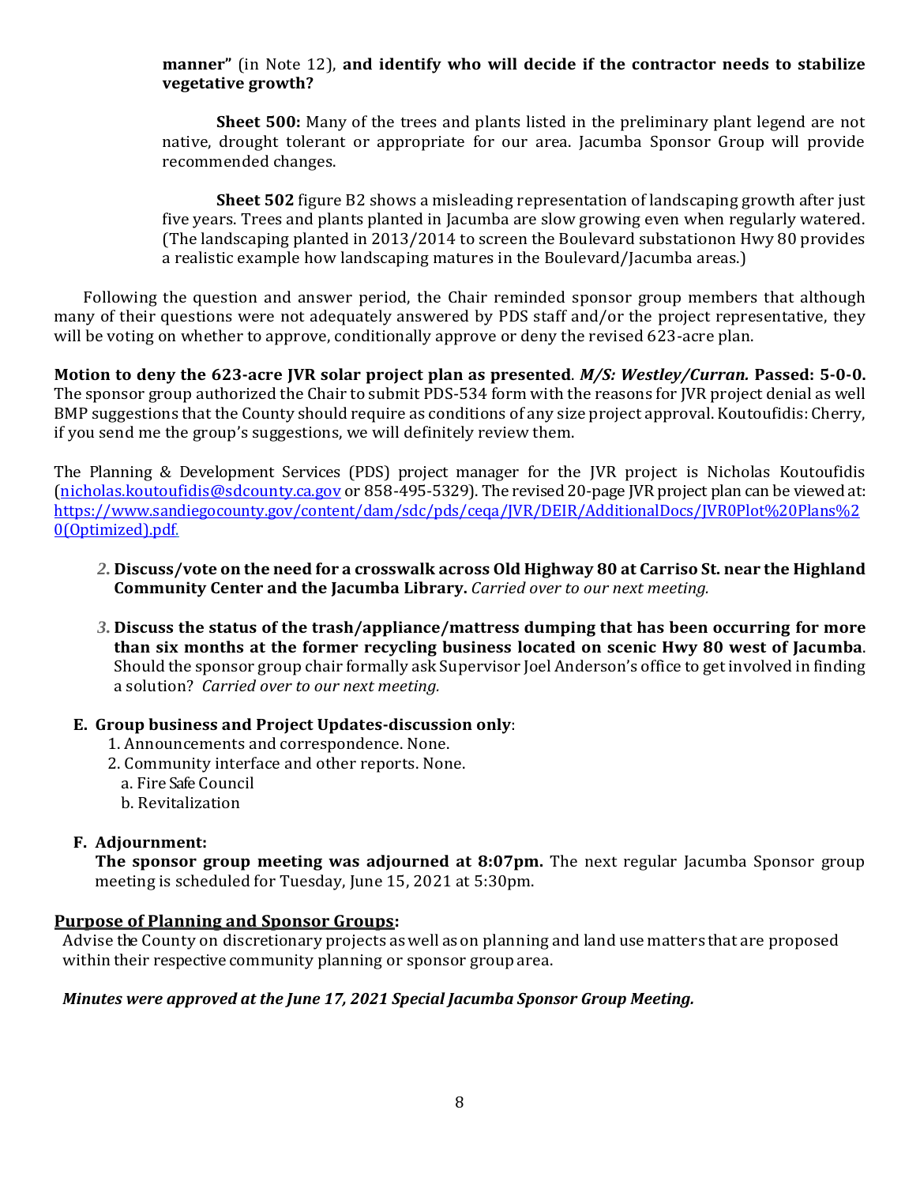**manner"** (in Note 12), **and identify who will decide if the contractor needs to stabilize vegetative growth?**

**Sheet 500:** Many of the trees and plants listed in the preliminary plant legend are not native, drought tolerant or appropriate for our area. Jacumba Sponsor Group will provide recommended changes.

**Sheet 502** figure B2 shows a misleading representation of landscaping growth after just five years. Trees and plants planted in Jacumba are slow growing even when regularly watered. (The landscaping planted in 2013/2014 to screen the Boulevard substationon Hwy 80 provides a realistic example how landscaping matures in the Boulevard/Jacumba areas.)

Following the question and answer period, the Chair reminded sponsor group members that although many of their questions were not adequately answered by PDS staff and/or the project representative, they will be voting on whether to approve, conditionally approve or deny the revised 623-acre plan.

**Motion to deny the 623-acre JVR solar project plan as presented**. ***M/S: Westley/Curran.*** **Passed: 5-0-0.** The sponsor group authorized the Chair to submit PDS-534 form with the reasons for JVR project denial as well BMP suggestions that the County should require as conditions of any size project approval. Koutoufidis: Cherry, if you send me the group's suggestions, we will definitely review them.

The Planning & Development Services (PDS) project manager for the JVR project is Nicholas Koutoufidis (nicholas.koutoufidis@sdcounty.ca.gov or 858-495-5329). The revised 20-page JVR project plan can be viewed at: https://www.sandiegocounty.gov/content/dam/sdc/pds/ceqa/JVR/DEIR/AdditionalDocs/JVR0Plot%20Plans%20(Optimized).pdf.

2. **Discuss/vote on the need for a crosswalk across Old Highway 80 at Carriso St. near the Highland Community Center and the Jacumba Library.** *Carried over to our next meeting.*

3. **Discuss the status of the trash/appliance/mattress dumping that has been occurring for more than six months at the former recycling business located on scenic Hwy 80 west of Jacumba**. Should the sponsor group chair formally ask Supervisor Joel Anderson's office to get involved in finding a solution? *Carried over to our next meeting.*

**E. Group business and Project Updates-discussion only**:

1. Announcements and correspondence. None.
2. Community interface and other reports. None.
   a. Fire Safe Council
   b. Revitalization

**F. Adjournment:**

**The sponsor group meeting was adjourned at 8:07pm.** The next regular Jacumba Sponsor group meeting is scheduled for Tuesday, June 15, 2021 at 5:30pm.

**Purpose of Planning and Sponsor Groups:**

Advise the County on discretionary projects as well as on planning and land use matters that are proposed within their respective community planning or sponsor group area.

***Minutes were approved at the June 17, 2021 Special Jacumba Sponsor Group Meeting.***